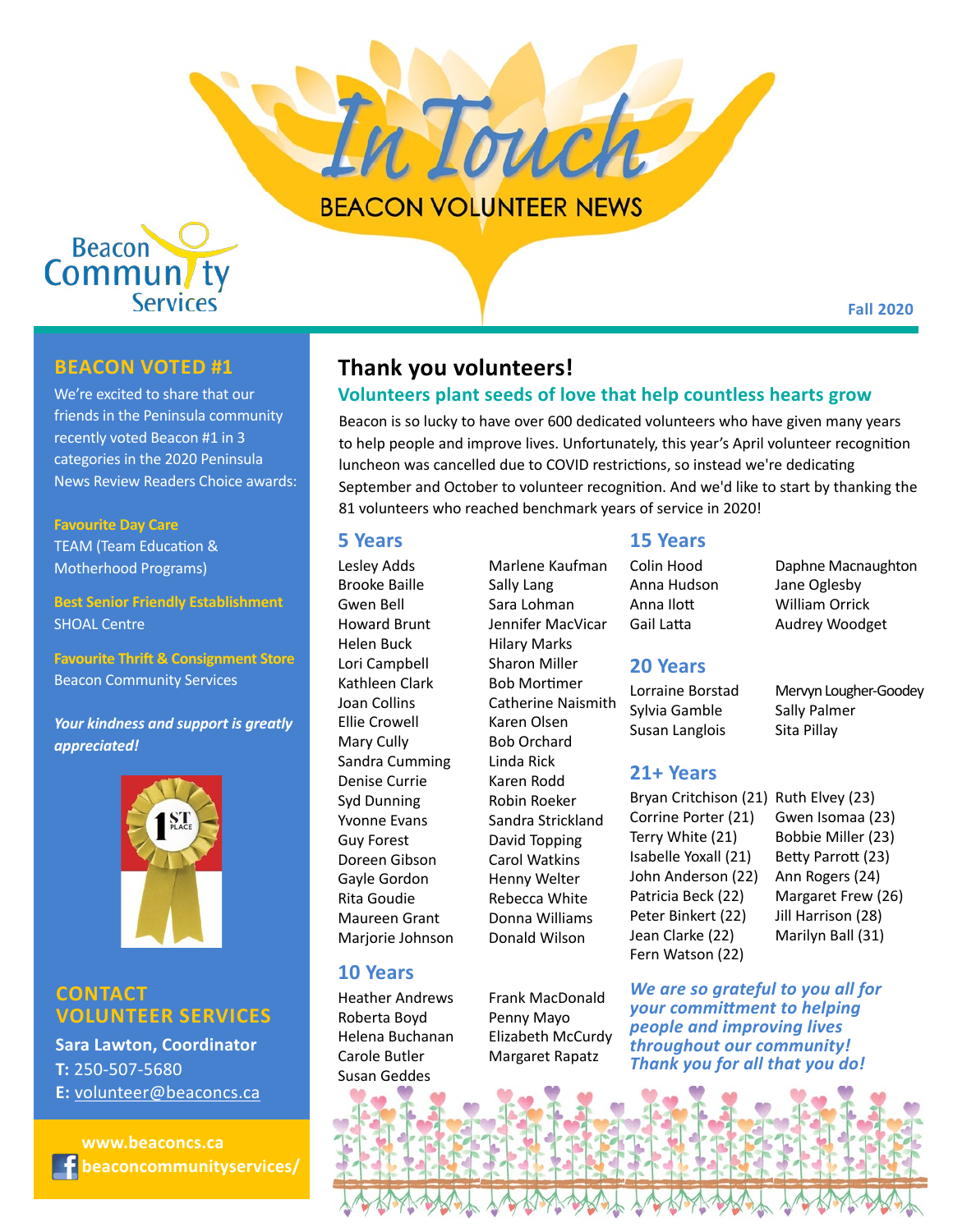# In Touch

## BEACON VOLUNTEER NEWS

Beacon Community Services

Fall 2020

## BEACON VOTED #1

We're excited to share that our friends in the Peninsula community recently voted Beacon #1 in 3 categories in the 2020 Peninsula News Review Readers Choice awards:

**Favourite Day Care**
TEAM (Team Education & Motherhood Programs)

**Best Senior Friendly Establishment**
SHOAL Centre

**Favourite Thrift & Consignment Store**
Beacon Community Services

***Your kindness and support is greatly appreciated!***

## CONTACT VOLUNTEER SERVICES

**Sara Lawton, Coordinator**
**T:** 250-507-5680
**E:** volunteer@beaconcs.ca

**www.beaconcs.ca**
**beaconcommunityservices/**

## Thank you volunteers!

### Volunteers plant seeds of love that help countless hearts grow

Beacon is so lucky to have over 600 dedicated volunteers who have given many years to help people and improve lives. Unfortunately, this year's April volunteer recognition luncheon was cancelled due to COVID restrictions, so instead we're dedicating September and October to volunteer recognition. And we'd like to start by thanking the 81 volunteers who reached benchmark years of service in 2020!

### 5 Years

Lesley Adds
Brooke Baille
Gwen Bell
Howard Brunt
Helen Buck
Lori Campbell
Kathleen Clark
Joan Collins
Ellie Crowell
Mary Cully
Sandra Cumming
Denise Currie
Syd Dunning
Yvonne Evans
Guy Forest
Doreen Gibson
Gayle Gordon
Rita Goudie
Maureen Grant
Marjorie Johnson
Marlene Kaufman
Sally Lang
Sara Lohman
Jennifer MacVicar
Hilary Marks
Sharon Miller
Bob Mortimer
Catherine Naismith
Karen Olsen
Bob Orchard
Linda Rick
Karen Rodd
Robin Roeker
Sandra Strickland
David Topping
Carol Watkins
Henny Welter
Rebecca White
Donna Williams
Donald Wilson

### 10 Years

Heather Andrews
Roberta Boyd
Helena Buchanan
Carole Butler
Susan Geddes
Frank MacDonald
Penny Mayo
Elizabeth McCurdy
Margaret Rapatz

### 15 Years

Colin Hood
Anna Hudson
Anna Ilott
Gail Latta
Daphne Macnaughton
Jane Oglesby
William Orrick
Audrey Woodget

### 20 Years

Lorraine Borstad
Sylvia Gamble
Susan Langlois
Mervyn Lougher-Goodey
Sally Palmer
Sita Pillay

### 21+ Years

Bryan Critchison (21)
Corrine Porter (21)
Terry White (21)
Isabelle Yoxall (21)
John Anderson (22)
Patricia Beck (22)
Peter Binkert (22)
Jean Clarke (22)
Fern Watson (22)
Ruth Elvey (23)
Gwen Isomaa (23)
Bobbie Miller (23)
Betty Parrott (23)
Ann Rogers (24)
Margaret Frew (26)
Jill Harrison (28)
Marilyn Ball (31)

***We are so grateful to you all for your committment to helping people and improving lives throughout our community! Thank you for all that you do!***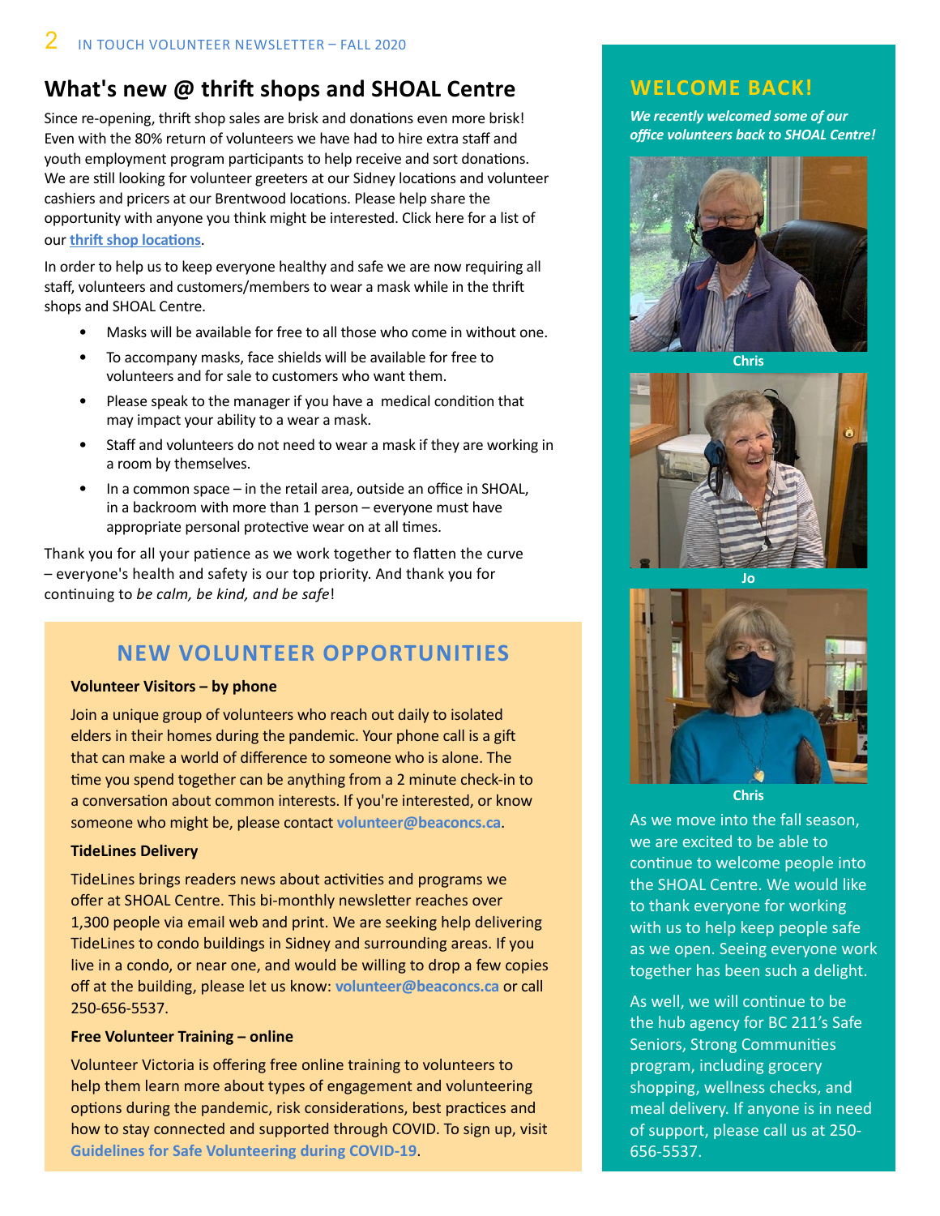## What's new @ thrift shops and SHOAL Centre

Since re-opening, thrift shop sales are brisk and donations even more brisk! Even with the 80% return of volunteers we have had to hire extra staff and youth employment program participants to help receive and sort donations. We are still looking for volunteer greeters at our Sidney locations and volunteer cashiers and pricers at our Brentwood locations. Please help share the opportunity with anyone you think might be interested. Click here for a list of our thrift shop locations.

In order to help us to keep everyone healthy and safe we are now requiring all staff, volunteers and customers/members to wear a mask while in the thrift shops and SHOAL Centre.

- Masks will be available for free to all those who come in without one.
- To accompany masks, face shields will be available for free to volunteers and for sale to customers who want them.
- Please speak to the manager if you have a medical condition that may impact your ability to a wear a mask.
- Staff and volunteers do not need to wear a mask if they are working in a room by themselves.
- In a common space – in the retail area, outside an office in SHOAL, in a backroom with more than 1 person – everyone must have appropriate personal protective wear on at all times.

Thank you for all your patience as we work together to flatten the curve – everyone's health and safety is our top priority. And thank you for continuing to *be calm, be kind, and be safe*!

## NEW VOLUNTEER OPPORTUNITIES

**Volunteer Visitors – by phone**

Join a unique group of volunteers who reach out daily to isolated elders in their homes during the pandemic. Your phone call is a gift that can make a world of difference to someone who is alone. The time you spend together can be anything from a 2 minute check-in to a conversation about common interests. If you're interested, or know someone who might be, please contact **volunteer@beaconcs.ca**.

**TideLines Delivery**

TideLines brings readers news about activities and programs we offer at SHOAL Centre. This bi-monthly newsletter reaches over 1,300 people via email web and print. We are seeking help delivering TideLines to condo buildings in Sidney and surrounding areas. If you live in a condo, or near one, and would be willing to drop a few copies off at the building, please let us know: **volunteer@beaconcs.ca** or call 250-656-5537.

**Free Volunteer Training – online**

Volunteer Victoria is offering free online training to volunteers to help them learn more about types of engagement and volunteering options during the pandemic, risk considerations, best practices and how to stay connected and supported through COVID. To sign up, visit **Guidelines for Safe Volunteering during COVID-19**.

## WELCOME BACK!

***We recently welcomed some of our office volunteers back to SHOAL Centre!***

**Chris**

**Jo**

**Chris**

As we move into the fall season, we are excited to be able to continue to welcome people into the SHOAL Centre. We would like to thank everyone for working with us to help keep people safe as we open. Seeing everyone work together has been such a delight.

As well, we will continue to be the hub agency for BC 211's Safe Seniors, Strong Communities program, including grocery shopping, wellness checks, and meal delivery. If anyone is in need of support, please call us at 250-656-5537.